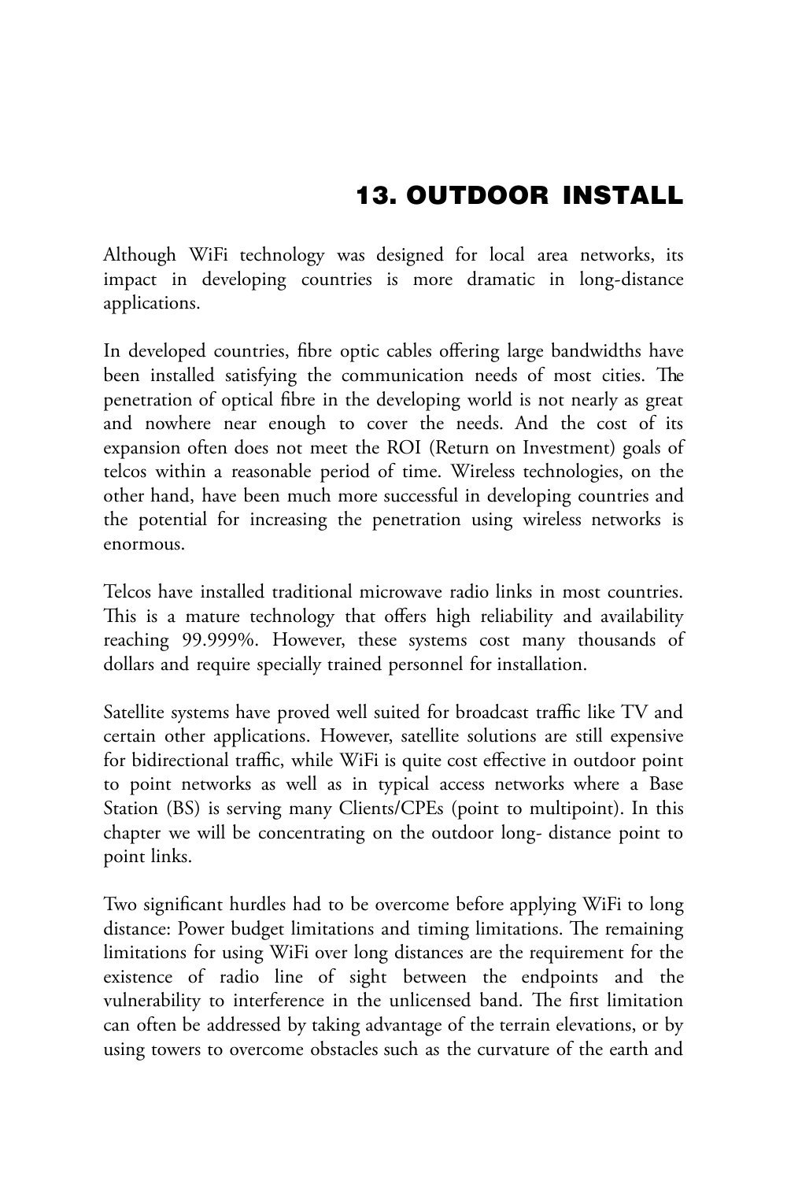# 13. OUTDOOR INSTALL

Although WiFi technology was designed for local area networks, its impact in developing countries is more dramatic in long-distance applications.

In developed countries, fibre optic cables offering large bandwidths have been installed satisfying the communication needs of most cities. The penetration of optical fibre in the developing world is not nearly as great and nowhere near enough to cover the needs. And the cost of its expansion often does not meet the ROI (Return on Investment) goals of telcos within a reasonable period of time. Wireless technologies, on the other hand, have been much more successful in developing countries and the potential for increasing the penetration using wireless networks is enormous.

Telcos have installed traditional microwave radio links in most countries. This is a mature technology that offers high reliability and availability reaching 99.999%. However, these systems cost many thousands of dollars and require specially trained personnel for installation.

Satellite systems have proved well suited for broadcast traffic like TV and certain other applications. However, satellite solutions are still expensive for bidirectional traffic, while WiFi is quite cost effective in outdoor point to point networks as well as in typical access networks where a Base Station (BS) is serving many Clients/CPEs (point to multipoint). In this chapter we will be concentrating on the outdoor long- distance point to point links.

Two significant hurdles had to be overcome before applying WiFi to long distance: Power budget limitations and timing limitations. The remaining limitations for using WiFi over long distances are the requirement for the existence of radio line of sight between the endpoints and the vulnerability to interference in the unlicensed band. The first limitation can often be addressed by taking advantage of the terrain elevations, or by using towers to overcome obstacles such as the curvature of the earth and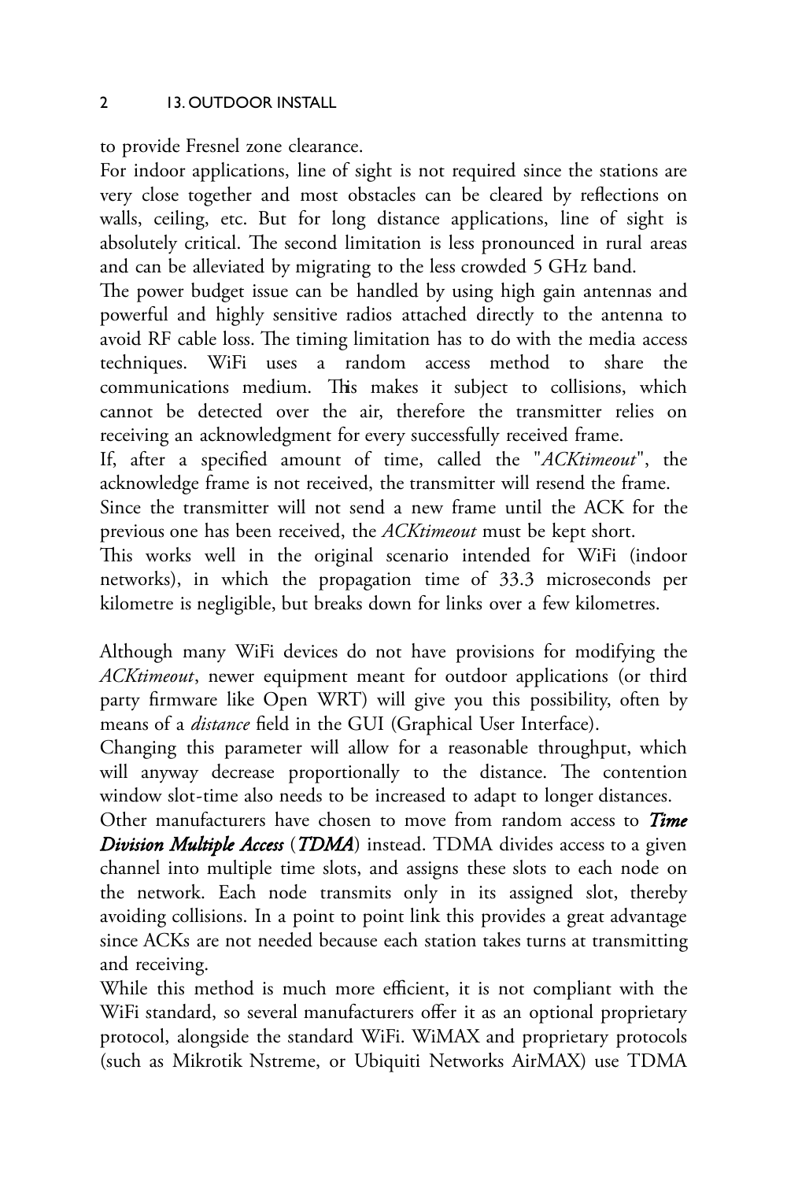to provide Fresnel zone clearance.

For indoor applications, line of sight is not required since the stations are very close together and most obstacles can be cleared by reflections on walls, ceiling, etc. But for long distance applications, line of sight is absolutely critical. The second limitation is less pronounced in rural areas and can be alleviated by migrating to the less crowded 5 GHz band.

The power budget issue can be handled by using high gain antennas and powerful and highly sensitive radios attached directly to the antenna to avoid RF cable loss. The timing limitation has to do with the media access techniques. WiFi uses a random access method to share the communications medium. This makes it subject to collisions, which cannot be detected over the air, therefore the transmitter relies on receiving an acknowledgment for every successfully received frame.

If, after a specified amount of time, called the "*ACKtimeout*", the acknowledge frame is not received, the transmitter will resend the frame.

Since the transmitter will not send a new frame until the ACK for the previous one has been received, the *ACKtimeout* must be kept short.

This works well in the original scenario intended for WiFi (indoor networks), in which the propagation time of 33.3 microseconds per kilometre is negligible, but breaks down for links over a few kilometres.

Although many WiFi devices do not have provisions for modifying the *ACKtimeout*, newer equipment meant for outdoor applications (or third party firmware like Open WRT) will give you this possibility, often by means of a *distance* field in the GUI (Graphical User Interface).

Changing this parameter will allow for a reasonable throughput, which will anyway decrease proportionally to the distance. The contention window slot-time also needs to be increased to adapt to longer distances.

Other manufacturers have chosen to move from random access to ***Time Division Multiple Access*** (***TDMA***) instead. TDMA divides access to a given channel into multiple time slots, and assigns these slots to each node on the network. Each node transmits only in its assigned slot, thereby avoiding collisions. In a point to point link this provides a great advantage since ACKs are not needed because each station takes turns at transmitting and receiving.

While this method is much more efficient, it is not compliant with the WiFi standard, so several manufacturers offer it as an optional proprietary protocol, alongside the standard WiFi. WiMAX and proprietary protocols (such as Mikrotik Nstreme, or Ubiquiti Networks AirMAX) use TDMA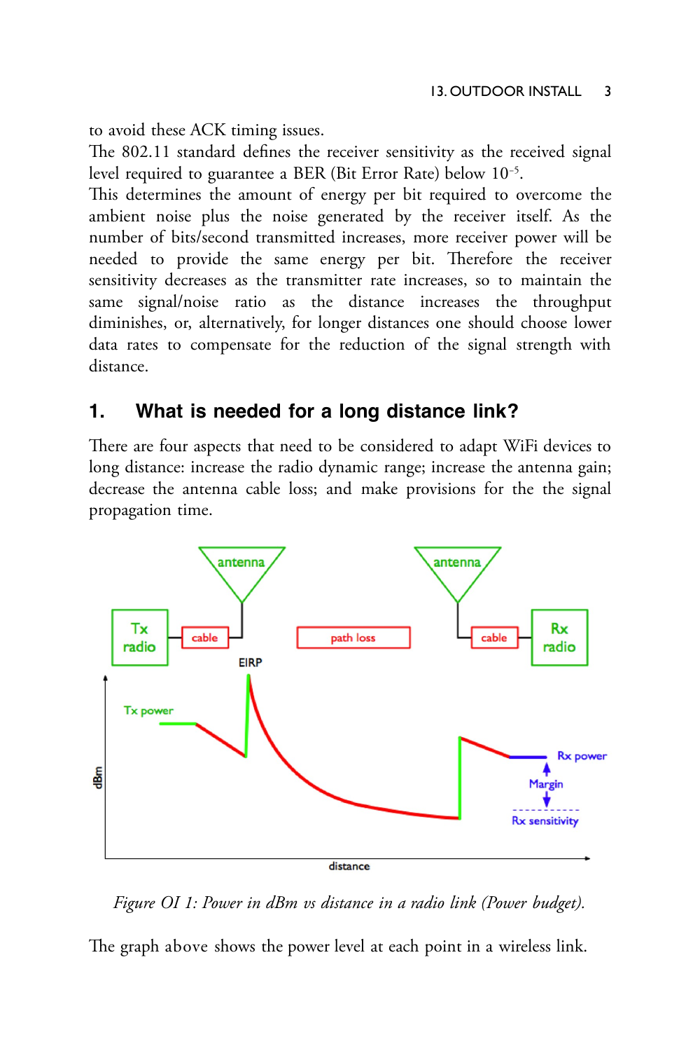to avoid these ACK timing issues.

The 802.11 standard defines the receiver sensitivity as the received signal level required to guarantee a BER (Bit Error Rate) below $10^{-5}$.

This determines the amount of energy per bit required to overcome the ambient noise plus the noise generated by the receiver itself. As the number of bits/second transmitted increases, more receiver power will be needed to provide the same energy per bit. Therefore the receiver sensitivity decreases as the transmitter rate increases, so to maintain the same signal/noise ratio as the distance increases the throughput diminishes, or, alternatively, for longer distances one should choose lower data rates to compensate for the reduction of the signal strength with distance.

## 1. What is needed for a long distance link?

There are four aspects that need to be considered to adapt WiFi devices to long distance: increase the radio dynamic range; increase the antenna gain; decrease the antenna cable loss; and make provisions for the the signal propagation time.

*Figure OI 1: Power in dBm vs distance in a radio link (Power budget).*

The graph above shows the power level at each point in a wireless link.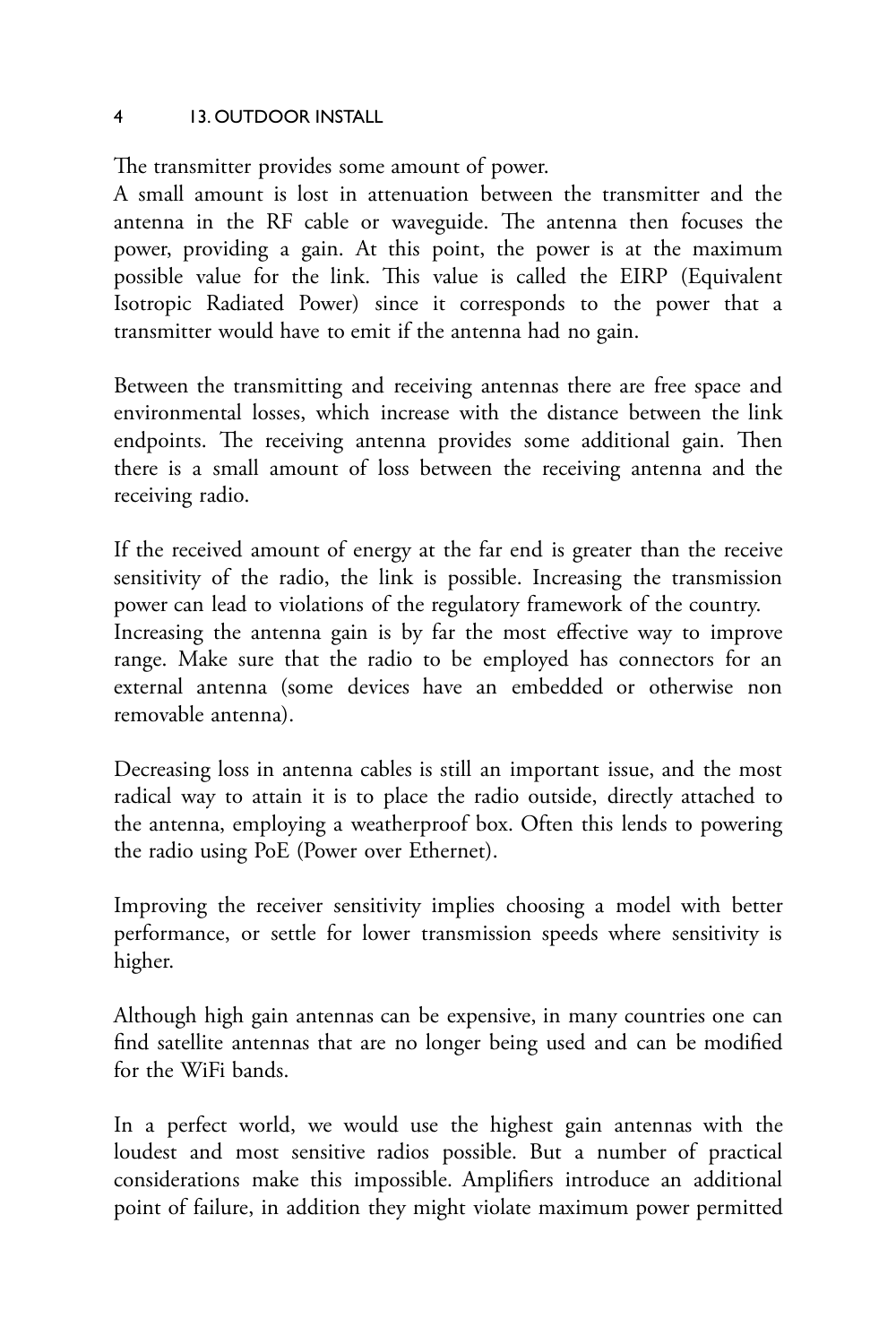The transmitter provides some amount of power.
A small amount is lost in attenuation between the transmitter and the antenna in the RF cable or waveguide. The antenna then focuses the power, providing a gain. At this point, the power is at the maximum possible value for the link. This value is called the EIRP (Equivalent Isotropic Radiated Power) since it corresponds to the power that a transmitter would have to emit if the antenna had no gain.

Between the transmitting and receiving antennas there are free space and environmental losses, which increase with the distance between the link endpoints. The receiving antenna provides some additional gain. Then there is a small amount of loss between the receiving antenna and the receiving radio.

If the received amount of energy at the far end is greater than the receive sensitivity of the radio, the link is possible. Increasing the transmission power can lead to violations of the regulatory framework of the country.
Increasing the antenna gain is by far the most effective way to improve range. Make sure that the radio to be employed has connectors for an external antenna (some devices have an embedded or otherwise non removable antenna).

Decreasing loss in antenna cables is still an important issue, and the most radical way to attain it is to place the radio outside, directly attached to the antenna, employing a weatherproof box. Often this lends to powering the radio using PoE (Power over Ethernet).

Improving the receiver sensitivity implies choosing a model with better performance, or settle for lower transmission speeds where sensitivity is higher.

Although high gain antennas can be expensive, in many countries one can find satellite antennas that are no longer being used and can be modified for the WiFi bands.

In a perfect world, we would use the highest gain antennas with the loudest and most sensitive radios possible. But a number of practical considerations make this impossible. Amplifiers introduce an additional point of failure, in addition they might violate maximum power permitted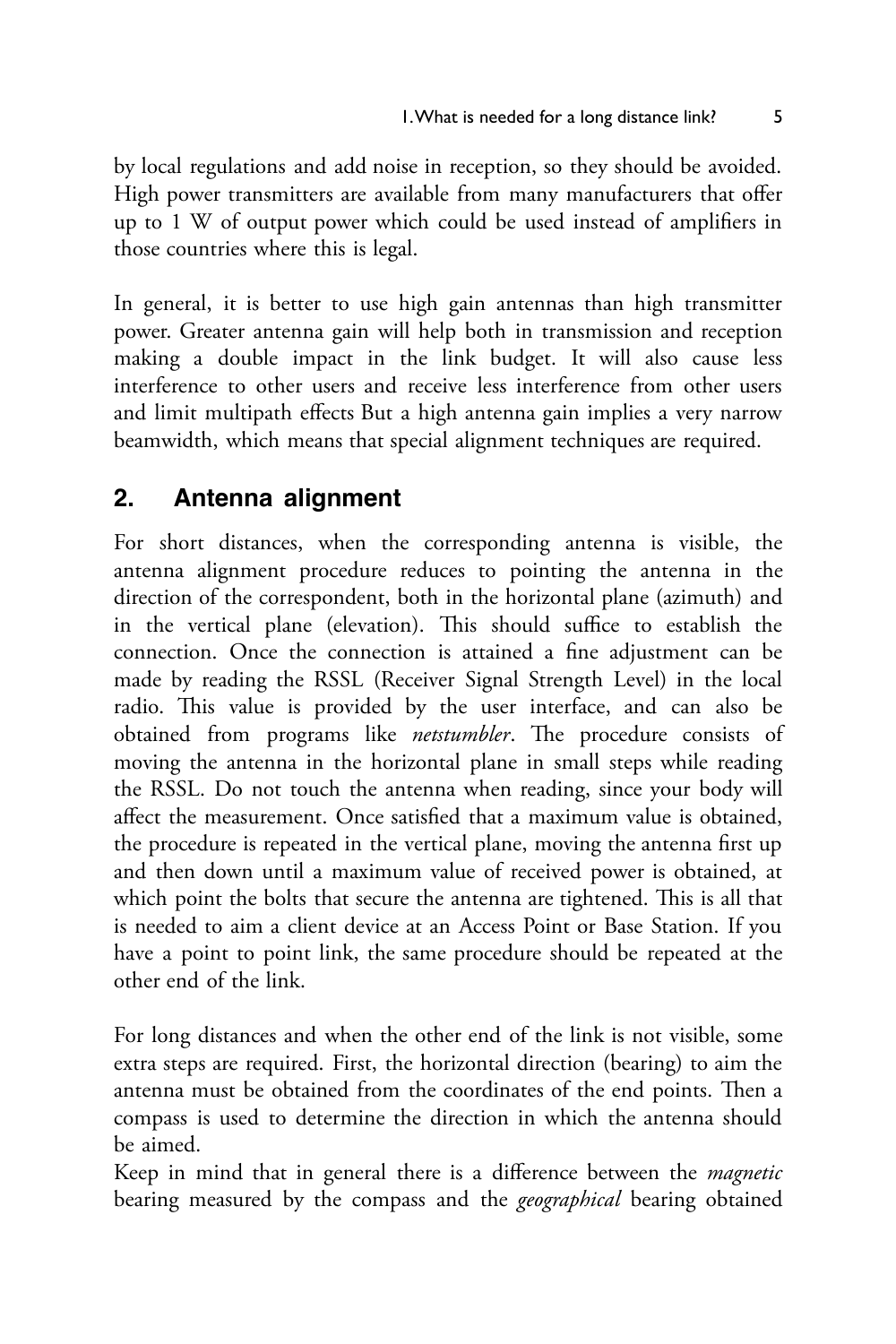by local regulations and add noise in reception, so they should be avoided. High power transmitters are available from many manufacturers that offer up to 1 W of output power which could be used instead of amplifiers in those countries where this is legal.

In general, it is better to use high gain antennas than high transmitter power. Greater antenna gain will help both in transmission and reception making a double impact in the link budget. It will also cause less interference to other users and receive less interference from other users and limit multipath effects But a high antenna gain implies a very narrow beamwidth, which means that special alignment techniques are required.

## 2. Antenna alignment

For short distances, when the corresponding antenna is visible, the antenna alignment procedure reduces to pointing the antenna in the direction of the correspondent, both in the horizontal plane (azimuth) and in the vertical plane (elevation). This should suffice to establish the connection. Once the connection is attained a fine adjustment can be made by reading the RSSL (Receiver Signal Strength Level) in the local radio. This value is provided by the user interface, and can also be obtained from programs like *netstumbler*. The procedure consists of moving the antenna in the horizontal plane in small steps while reading the RSSL. Do not touch the antenna when reading, since your body will affect the measurement. Once satisfied that a maximum value is obtained, the procedure is repeated in the vertical plane, moving the antenna first up and then down until a maximum value of received power is obtained, at which point the bolts that secure the antenna are tightened. This is all that is needed to aim a client device at an Access Point or Base Station. If you have a point to point link, the same procedure should be repeated at the other end of the link.

For long distances and when the other end of the link is not visible, some extra steps are required. First, the horizontal direction (bearing) to aim the antenna must be obtained from the coordinates of the end points. Then a compass is used to determine the direction in which the antenna should be aimed.

Keep in mind that in general there is a difference between the *magnetic* bearing measured by the compass and the *geographical* bearing obtained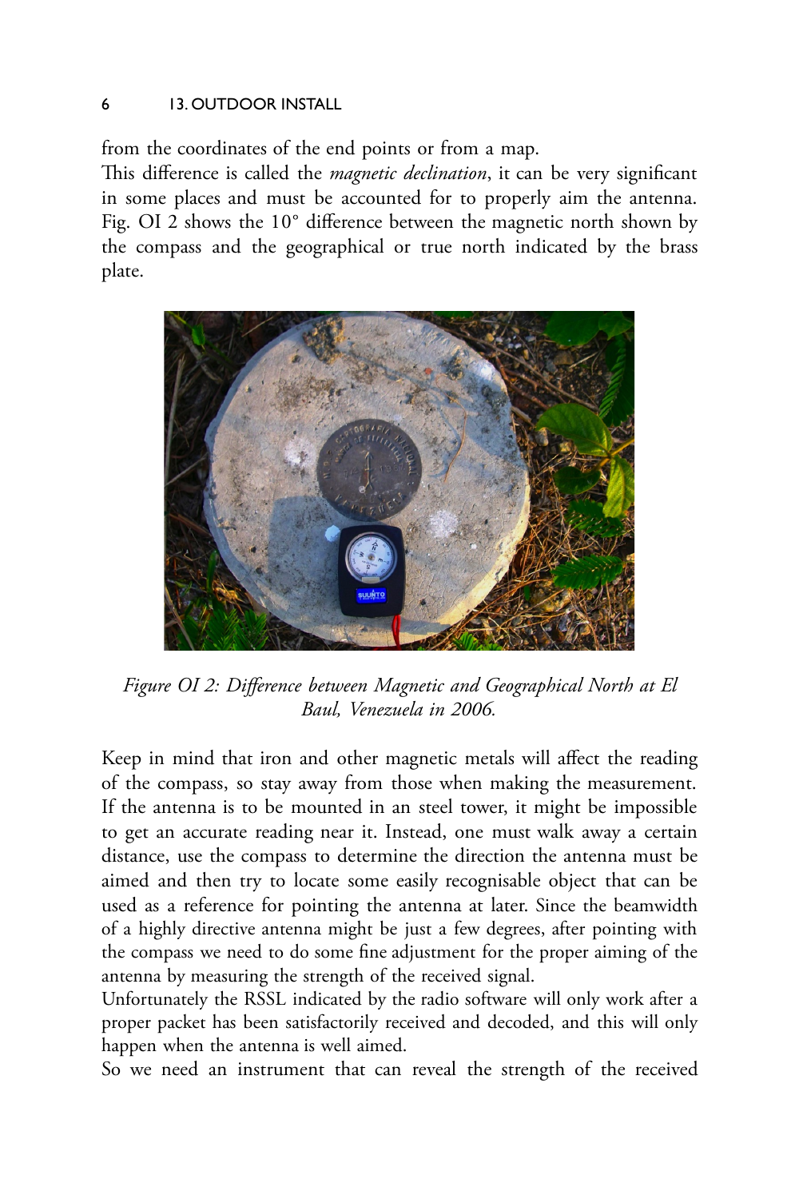from the coordinates of the end points or from a map.
This difference is called the *magnetic declination*, it can be very significant in some places and must be accounted for to properly aim the antenna. Fig. OI 2 shows the 10° difference between the magnetic north shown by the compass and the geographical or true north indicated by the brass plate.

*Figure OI 2: Difference between Magnetic and Geographical North at El Baul, Venezuela in 2006.*

Keep in mind that iron and other magnetic metals will affect the reading of the compass, so stay away from those when making the measurement. If the antenna is to be mounted in an steel tower, it might be impossible to get an accurate reading near it. Instead, one must walk away a certain distance, use the compass to determine the direction the antenna must be aimed and then try to locate some easily recognisable object that can be used as a reference for pointing the antenna at later. Since the beamwidth of a highly directive antenna might be just a few degrees, after pointing with the compass we need to do some fine adjustment for the proper aiming of the antenna by measuring the strength of the received signal.
Unfortunately the RSSL indicated by the radio software will only work after a proper packet has been satisfactorily received and decoded, and this will only happen when the antenna is well aimed.
So we need an instrument that can reveal the strength of the received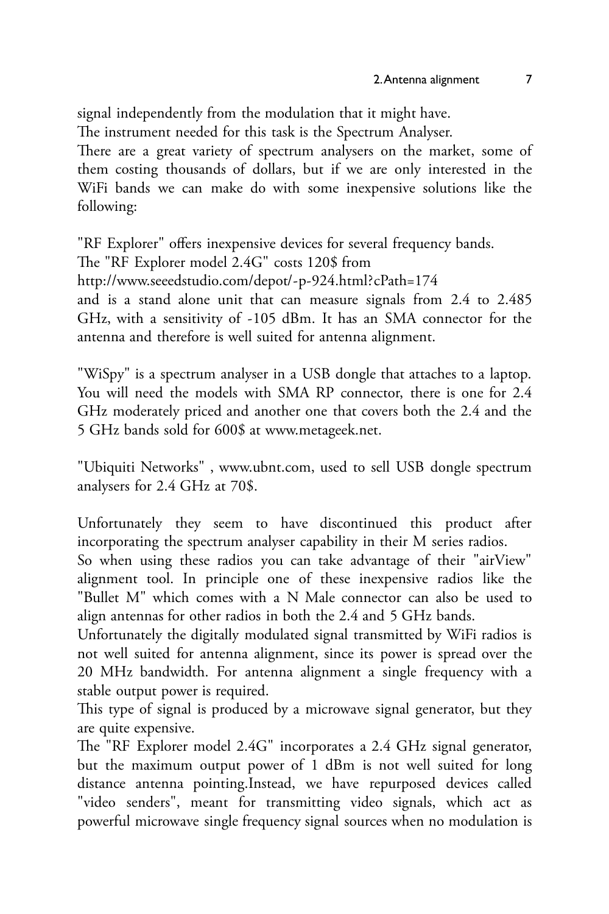signal independently from the modulation that it might have.
The instrument needed for this task is the Spectrum Analyser.
There are a great variety of spectrum analysers on the market, some of them costing thousands of dollars, but if we are only interested in the WiFi bands we can make do with some inexpensive solutions like the following:

"RF Explorer" offers inexpensive devices for several frequency bands.
The "RF Explorer model 2.4G" costs 120$ from
http://www.seeedstudio.com/depot/-p-924.html?cPath=174
and is a stand alone unit that can measure signals from 2.4 to 2.485 GHz, with a sensitivity of -105 dBm. It has an SMA connector for the antenna and therefore is well suited for antenna alignment.

"WiSpy" is a spectrum analyser in a USB dongle that attaches to a laptop. You will need the models with SMA RP connector, there is one for 2.4 GHz moderately priced and another one that covers both the 2.4 and the 5 GHz bands sold for 600$ at www.metageek.net.

"Ubiquiti Networks" , www.ubnt.com, used to sell USB dongle spectrum analysers for 2.4 GHz at 70$.

Unfortunately they seem to have discontinued this product after incorporating the spectrum analyser capability in their M series radios.
So when using these radios you can take advantage of their "airView" alignment tool. In principle one of these inexpensive radios like the "Bullet M" which comes with a N Male connector can also be used to align antennas for other radios in both the 2.4 and 5 GHz bands.
Unfortunately the digitally modulated signal transmitted by WiFi radios is not well suited for antenna alignment, since its power is spread over the 20 MHz bandwidth. For antenna alignment a single frequency with a stable output power is required.
This type of signal is produced by a microwave signal generator, but they are quite expensive.
The "RF Explorer model 2.4G" incorporates a 2.4 GHz signal generator, but the maximum output power of 1 dBm is not well suited for long distance antenna pointing.Instead, we have repurposed devices called "video senders", meant for transmitting video signals, which act as powerful microwave single frequency signal sources when no modulation is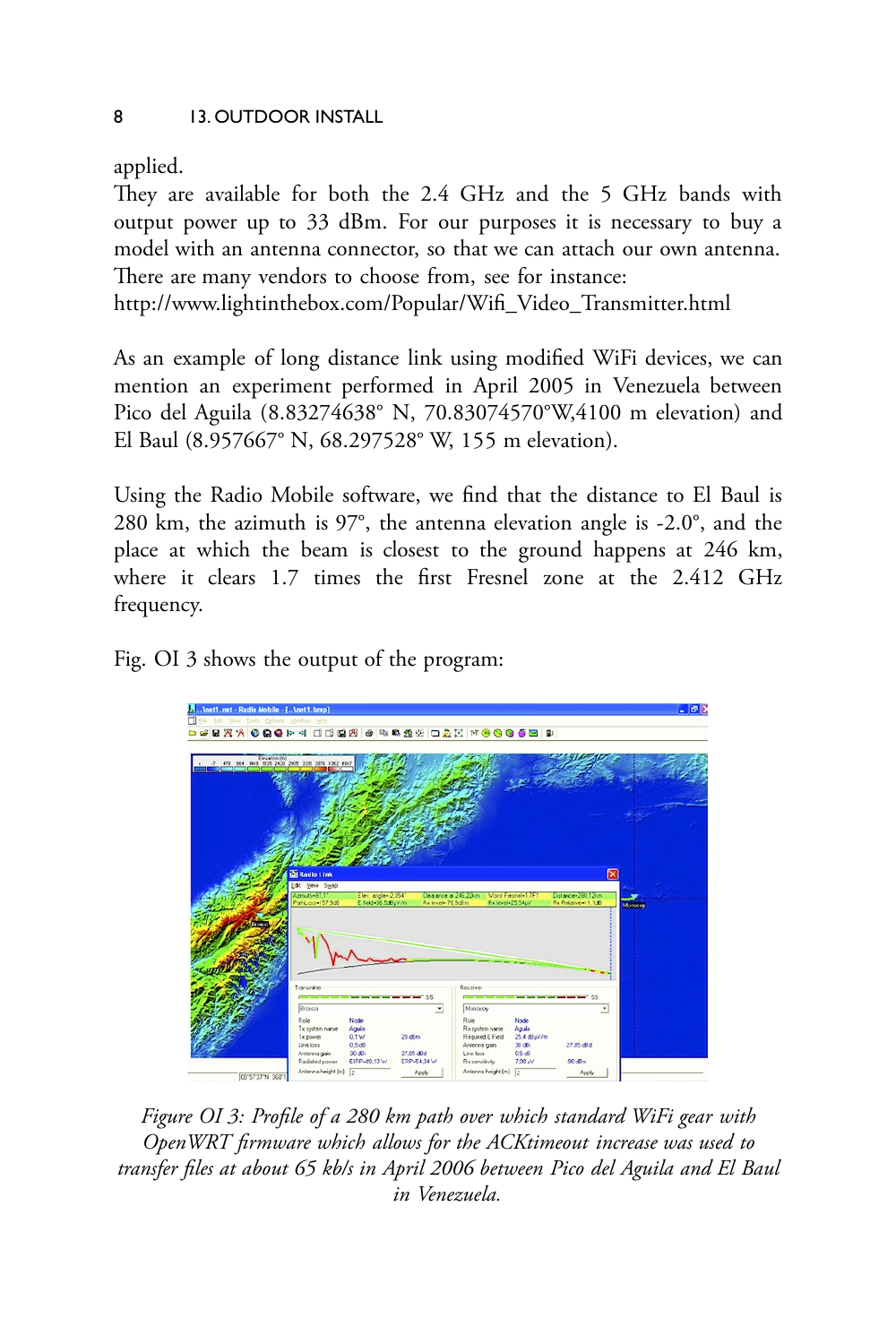applied.

They are available for both the 2.4 GHz and the 5 GHz bands with output power up to 33 dBm. For our purposes it is necessary to buy a model with an antenna connector, so that we can attach our own antenna. There are many vendors to choose from, see for instance:
http://www.lightinthebox.com/Popular/Wifi_Video_Transmitter.html

As an example of long distance link using modified WiFi devices, we can mention an experiment performed in April 2005 in Venezuela between Pico del Aguila (8.83274638° N, 70.83074570°W,4100 m elevation) and El Baul (8.957667° N, 68.297528° W, 155 m elevation).

Using the Radio Mobile software, we find that the distance to El Baul is 280 km, the azimuth is 97°, the antenna elevation angle is -2.0°, and the place at which the beam is closest to the ground happens at 246 km, where it clears 1.7 times the first Fresnel zone at the 2.412 GHz frequency.

Fig. OI 3 shows the output of the program:

*Figure OI 3: Profile of a 280 km path over which standard WiFi gear with OpenWRT firmware which allows for the ACKtimeout increase was used to transfer files at about 65 kb/s in April 2006 between Pico del Aguila and El Baul in Venezuela.*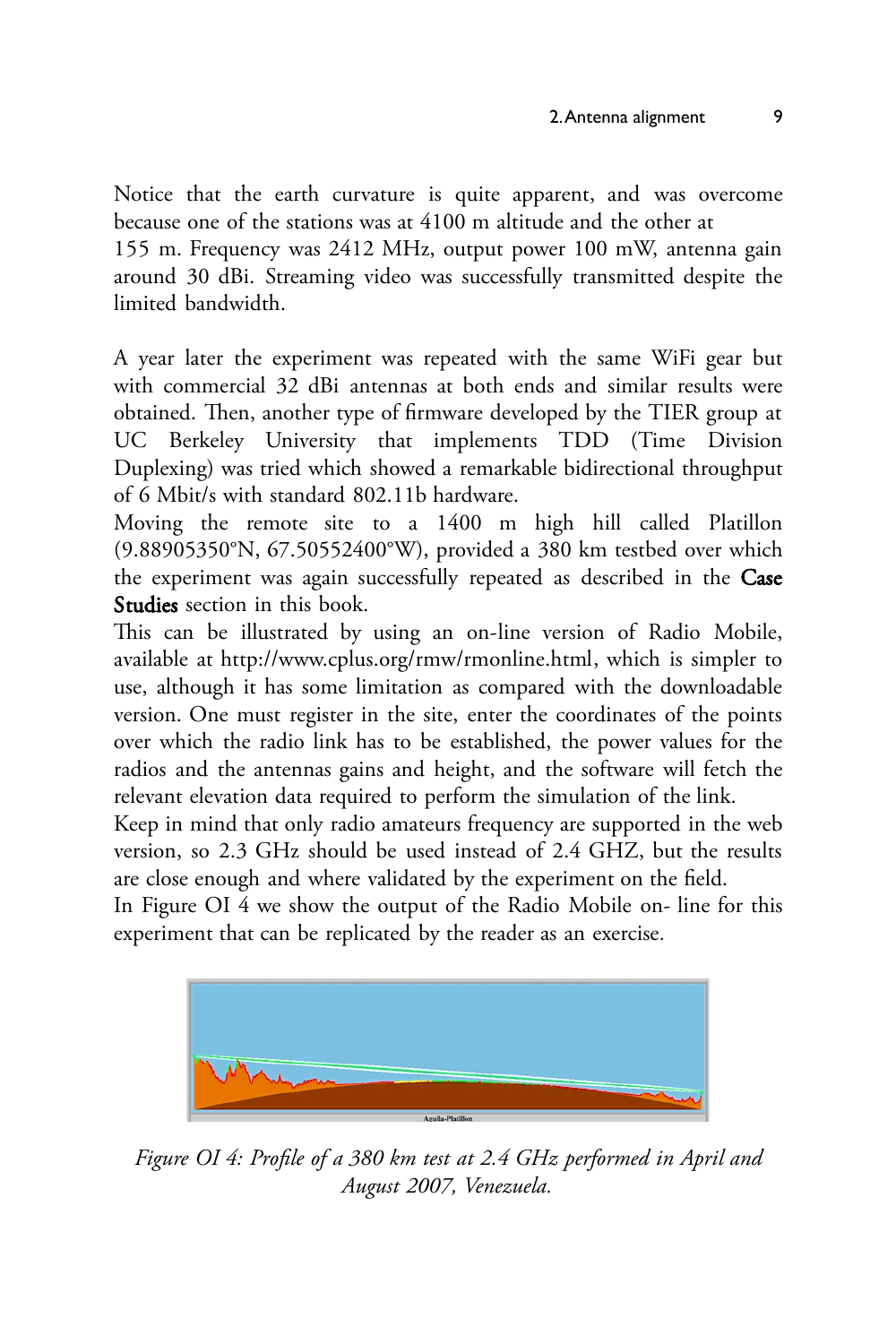Notice that the earth curvature is quite apparent, and was overcome because one of the stations was at 4100 m altitude and the other at 155 m. Frequency was 2412 MHz, output power 100 mW, antenna gain around 30 dBi. Streaming video was successfully transmitted despite the limited bandwidth.

A year later the experiment was repeated with the same WiFi gear but with commercial 32 dBi antennas at both ends and similar results were obtained. Then, another type of firmware developed by the TIER group at UC Berkeley University that implements TDD (Time Division Duplexing) was tried which showed a remarkable bidirectional throughput of 6 Mbit/s with standard 802.11b hardware.

Moving the remote site to a 1400 m high hill called Platillon (9.88905350°N, 67.50552400°W), provided a 380 km testbed over which the experiment was again successfully repeated as described in the **Case Studies** section in this book.

This can be illustrated by using an on-line version of Radio Mobile, available at http://www.cplus.org/rmw/rmonline.html, which is simpler to use, although it has some limitation as compared with the downloadable version. One must register in the site, enter the coordinates of the points over which the radio link has to be established, the power values for the radios and the antennas gains and height, and the software will fetch the relevant elevation data required to perform the simulation of the link.

Keep in mind that only radio amateurs frequency are supported in the web version, so 2.3 GHz should be used instead of 2.4 GHZ, but the results are close enough and where validated by the experiment on the field.

In Figure OI 4 we show the output of the Radio Mobile on- line for this experiment that can be replicated by the reader as an exercise.

*Figure OI 4: Profile of a 380 km test at 2.4 GHz performed in April and August 2007, Venezuela.*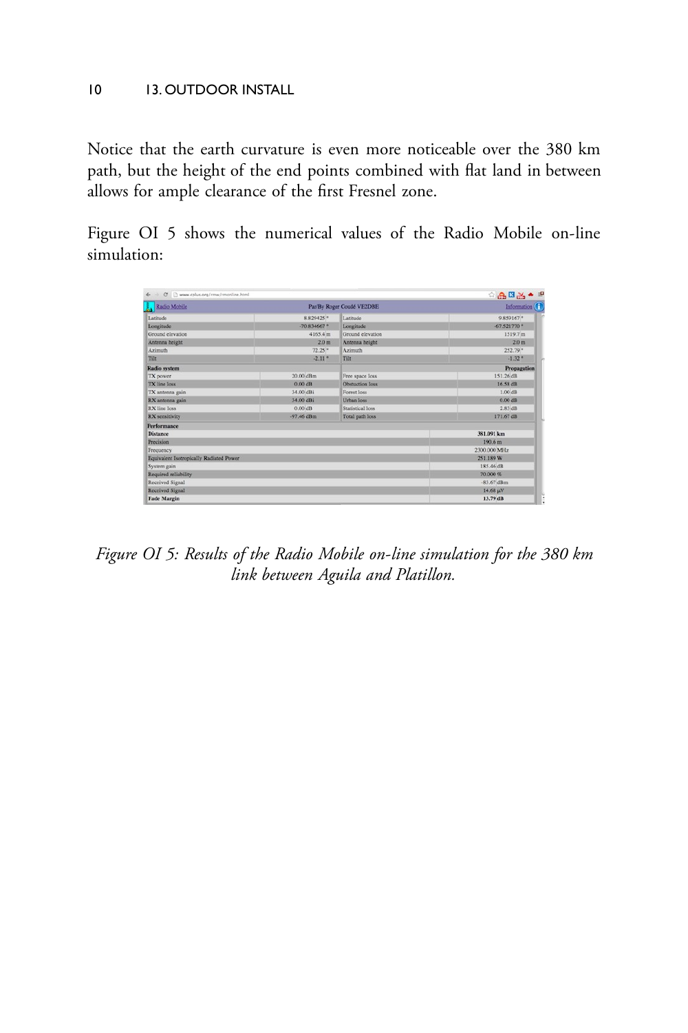Notice that the earth curvature is even more noticeable over the 380 km path, but the height of the end points combined with flat land in between allows for ample clearance of the first Fresnel zone.

Figure OI 5 shows the numerical values of the Radio Mobile on-line simulation:

| Radio Mobile | Par/By Roger Coudé VE2DBE | | Information |
|---|---|---|---|
| Latitude | 8.829425 ° | Latitude | 9.859167 ° |
| Longitude | -70.834667 ° | Longitude | -67.521770 ° |
| Ground elevation | 4165.4 m | Ground elevation | 1519.7 m |
| Antenna height | 2.0 m | Antenna height | 2.0 m |
| Azimuth | 72.25 ° | Azimuth | 252.79 ° |
| Tilt | -2.11 ° | Tilt | -1.32 ° |
| **Radio system** | | | **Propagation** |
| TX power | 20.00 dBm | Free space loss | 151.26 dB |
| TX line loss | 0.00 dB | Obstruction loss | 16.58 dB |
| TX antenna gain | 34.00 dBi | Forest loss | 1.00 dB |
| RX antenna gain | 34.00 dBi | Urban loss | 0.00 dB |
| RX line loss | 0.00 dB | Statistical loss | 2.83 dB |
| RX sensitivity | -97.46 dBm | Total path loss | 171.67 dB |
| **Performance** | | | |
| **Distance** | | | **381.091 km** |
| Precision | | | 190.6 m |
| Frequency | | | 2300.000 MHz |
| Equivalent Isotropically Radiated Power | | | 251.189 W |
| System gain | | | 185.46 dB |
| Required reliability | | | 70.000 % |
| Received Signal | | | -83.67 dBm |
| Received Signal | | | 14.68 µV |
| **Fade Margin** | | | **13.79 dB** |

*Figure OI 5: Results of the Radio Mobile on-line simulation for the 380 km link between Aguila and Platillon.*